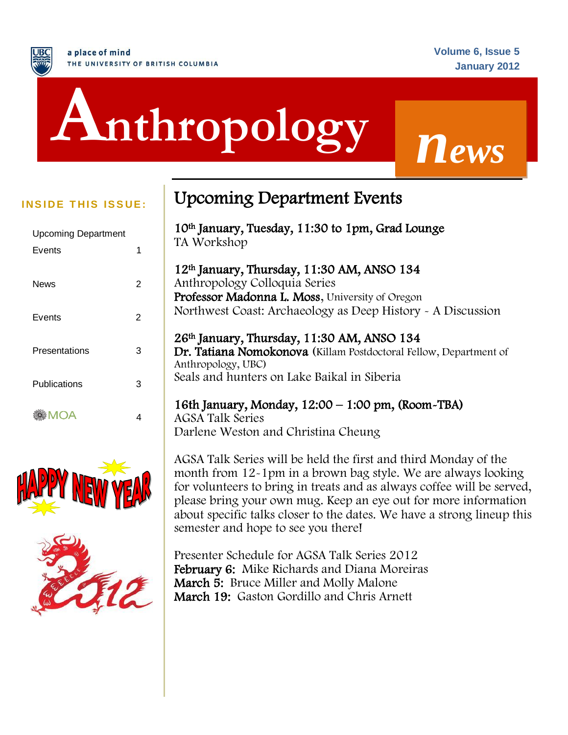a place of mind
THE UNIVERSITY OF BRITISH COLUMBIA

Volume 6, Issue 5
January 2012

# Anthropology News

**INSIDE THIS ISSUE:**

| | |
|---|---|
| Upcoming Department Events | 1 |
| News | 2 |
| Events | 2 |
| Presentations | 3 |
| Publications | 3 |
| MOA | 4 |

HAPPY NEW YEAR

2012

## Upcoming Department Events

**10th January, Tuesday, 11:30 to 1pm, Grad Lounge**
TA Workshop

**12th January, Thursday, 11:30 AM, ANSO 134**
Anthropology Colloquia Series
**Professor Madonna L. Moss**, University of Oregon
Northwest Coast: Archaeology as Deep History - A Discussion

**26th January, Thursday, 11:30 AM, ANSO 134**
**Dr. Tatiana Nomokonova** (Killam Postdoctoral Fellow, Department of Anthropology, UBC)
Seals and hunters on Lake Baikal in Siberia

**16th January, Monday, 12:00 – 1:00 pm, (Room-TBA)**
AGSA Talk Series
Darlene Weston and Christina Cheung

AGSA Talk Series will be held the first and third Monday of the month from 12-1pm in a brown bag style. We are always looking for volunteers to bring in treats and as always coffee will be served, please bring your own mug. Keep an eye out for more information about specific talks closer to the dates. We have a strong lineup this semester and hope to see you there!

Presenter Schedule for AGSA Talk Series 2012
**February 6:** Mike Richards and Diana Moreiras
**March 5:** Bruce Miller and Molly Malone
**March 19:** Gaston Gordillo and Chris Arnett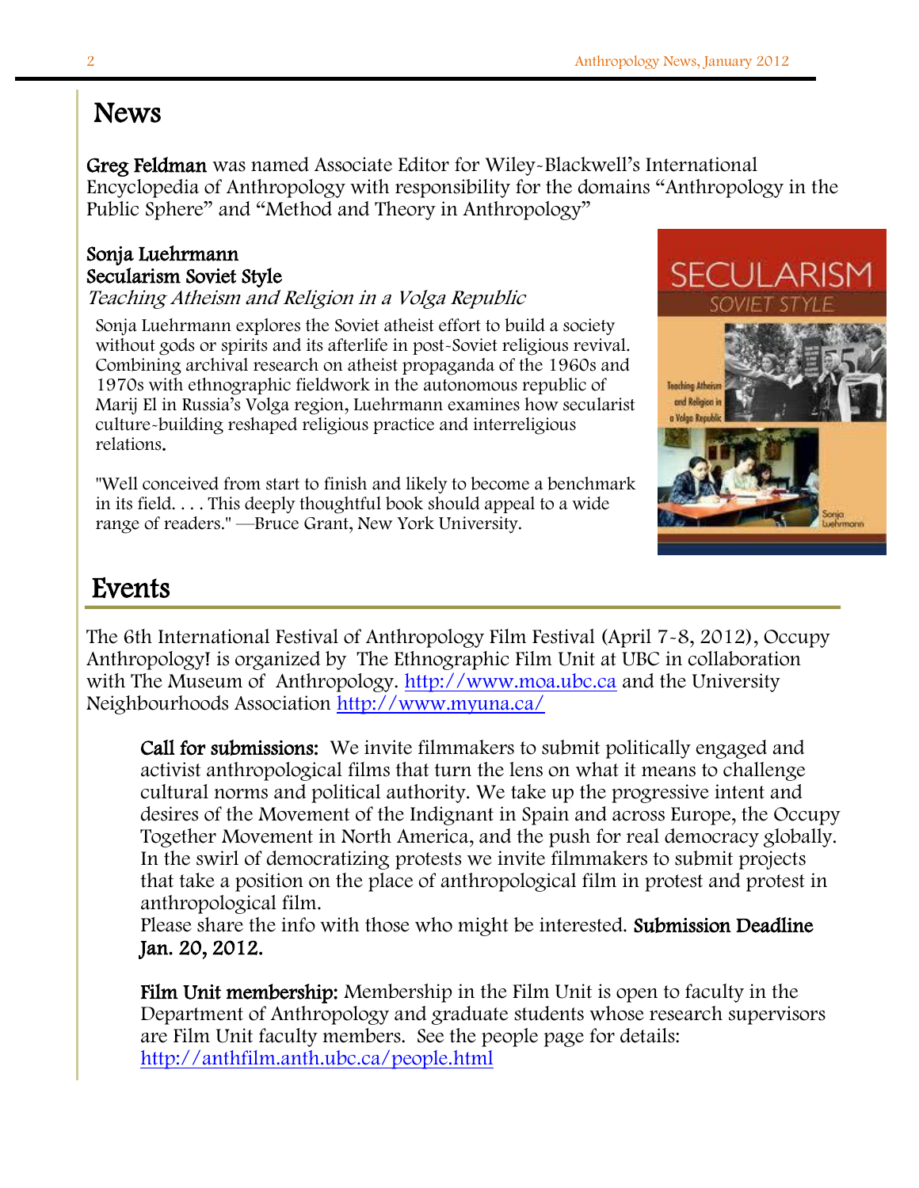# News

**Greg Feldman** was named Associate Editor for Wiley-Blackwell's International Encyclopedia of Anthropology with responsibility for the domains "Anthropology in the Public Sphere" and "Method and Theory in Anthropology"

**Sonja Luehrmann**
**Secularism Soviet Style**
*Teaching Atheism and Religion in a Volga Republic*

Sonja Luehrmann explores the Soviet atheist effort to build a society without gods or spirits and its afterlife in post-Soviet religious revival. Combining archival research on atheist propaganda of the 1960s and 1970s with ethnographic fieldwork in the autonomous republic of Marij El in Russia's Volga region, Luehrmann examines how secularist culture-building reshaped religious practice and interreligious relations.

"Well conceived from start to finish and likely to become a benchmark in its field. . . . This deeply thoughtful book should appeal to a wide range of readers." —Bruce Grant, New York University.

# Events

The 6th International Festival of Anthropology Film Festival (April 7-8, 2012), Occupy Anthropology! is organized by The Ethnographic Film Unit at UBC in collaboration with The Museum of Anthropology. http://www.moa.ubc.ca and the University Neighbourhoods Association http://www.myuna.ca/

**Call for submissions:** We invite filmmakers to submit politically engaged and activist anthropological films that turn the lens on what it means to challenge cultural norms and political authority. We take up the progressive intent and desires of the Movement of the Indignant in Spain and across Europe, the Occupy Together Movement in North America, and the push for real democracy globally. In the swirl of democratizing protests we invite filmmakers to submit projects that take a position on the place of anthropological film in protest and protest in anthropological film.
Please share the info with those who might be interested. **Submission Deadline Jan. 20, 2012.**

**Film Unit membership:** Membership in the Film Unit is open to faculty in the Department of Anthropology and graduate students whose research supervisors are Film Unit faculty members. See the people page for details: http://anthfilm.anth.ubc.ca/people.html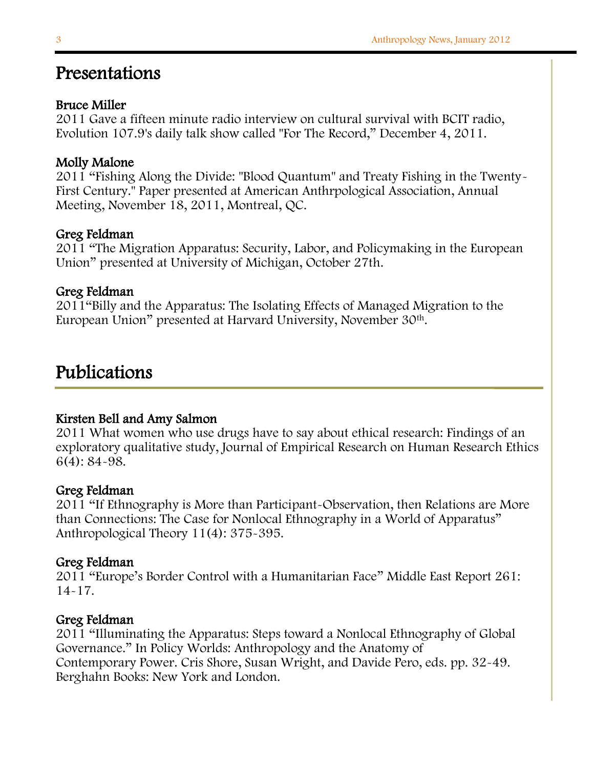# Presentations

**Bruce Miller**
2011 Gave a fifteen minute radio interview on cultural survival with BCIT radio, Evolution 107.9's daily talk show called "For The Record," December 4, 2011.

**Molly Malone**
2011 "Fishing Along the Divide: "Blood Quantum" and Treaty Fishing in the Twenty-First Century." Paper presented at American Anthrpological Association, Annual Meeting, November 18, 2011, Montreal, QC.

**Greg Feldman**
2011 "The Migration Apparatus: Security, Labor, and Policymaking in the European Union" presented at University of Michigan, October 27th.

**Greg Feldman**
2011"Billy and the Apparatus: The Isolating Effects of Managed Migration to the European Union" presented at Harvard University, November 30th.

# Publications

**Kirsten Bell and Amy Salmon**
2011 What women who use drugs have to say about ethical research: Findings of an exploratory qualitative study, Journal of Empirical Research on Human Research Ethics 6(4): 84-98.

**Greg Feldman**
2011 "If Ethnography is More than Participant-Observation, then Relations are More than Connections: The Case for Nonlocal Ethnography in a World of Apparatus" Anthropological Theory 11(4): 375-395.

**Greg Feldman**
2011 "Europe's Border Control with a Humanitarian Face" Middle East Report 261: 14-17.

**Greg Feldman**
2011 "Illuminating the Apparatus: Steps toward a Nonlocal Ethnography of Global Governance." In Policy Worlds: Anthropology and the Anatomy of Contemporary Power. Cris Shore, Susan Wright, and Davide Pero, eds. pp. 32-49. Berghahn Books: New York and London.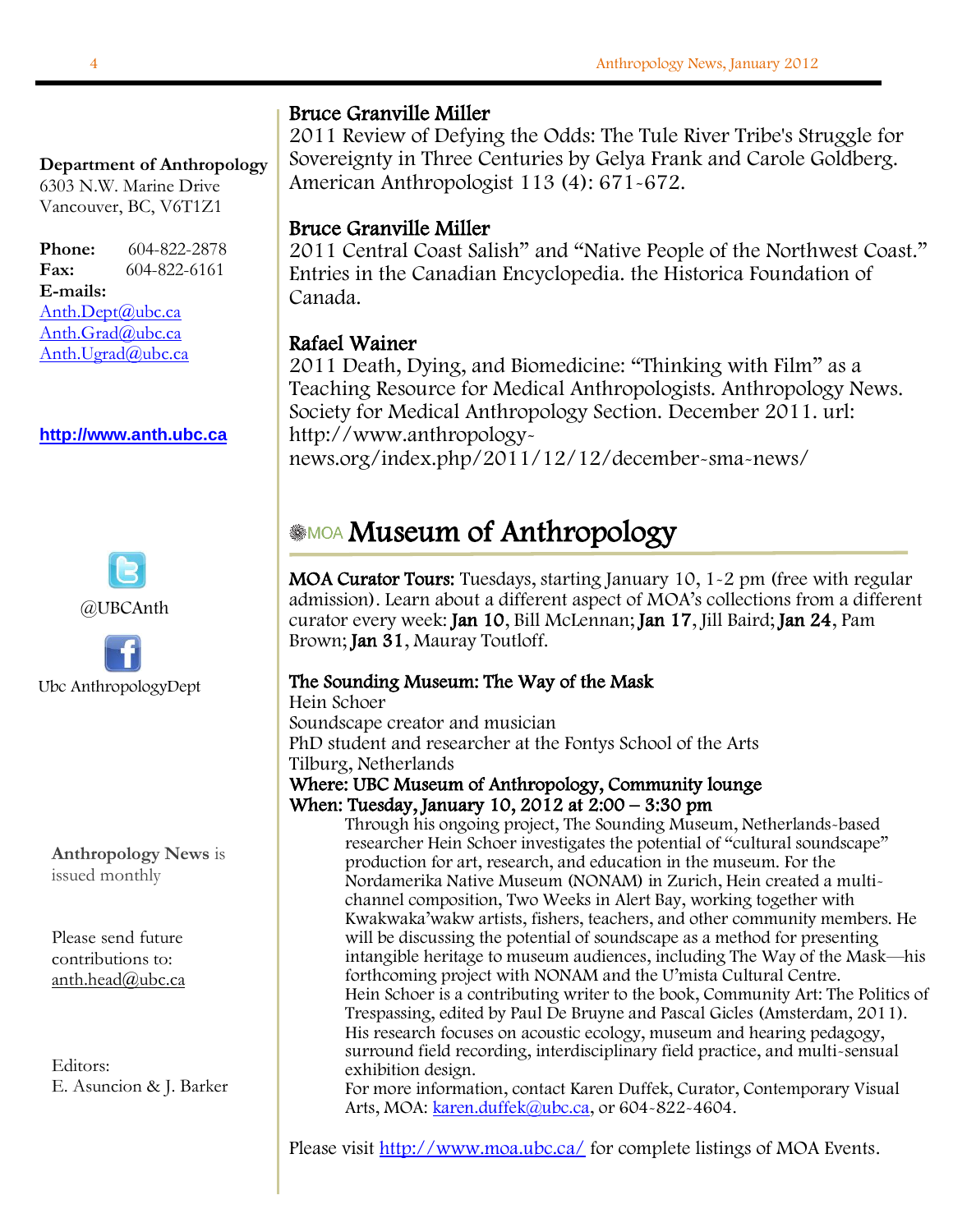**Department of Anthropology**
6303 N.W. Marine Drive
Vancouver, BC, V6T1Z1

**Phone:** 604-822-2878
**Fax:** 604-822-6161
**E-mails:**
Anth.Dept@ubc.ca
Anth.Grad@ubc.ca
Anth.Ugrad@ubc.ca

**http://www.anth.ubc.ca**

@UBCAnth

Ubc AnthropologyDept

**Anthropology News** is issued monthly

Please send future contributions to:
anth.head@ubc.ca

Editors:
E. Asuncion & J. Barker

**Bruce Granville Miller**
2011 Review of Defying the Odds: The Tule River Tribe's Struggle for Sovereignty in Three Centuries by Gelya Frank and Carole Goldberg. American Anthropologist 113 (4): 671-672.

**Bruce Granville Miller**
2011 Central Coast Salish" and "Native People of the Northwest Coast." Entries in the Canadian Encyclopedia. the Historica Foundation of Canada.

**Rafael Wainer**
2011 Death, Dying, and Biomedicine: "Thinking with Film" as a Teaching Resource for Medical Anthropologists. Anthropology News. Society for Medical Anthropology Section. December 2011. url: http://www.anthropology-news.org/index.php/2011/12/12/december-sma-news/

# MOA Museum of Anthropology

**MOA Curator Tours:** Tuesdays, starting January 10, 1-2 pm (free with regular admission). Learn about a different aspect of MOA's collections from a different curator every week: **Jan 10**, Bill McLennan; **Jan 17**, Jill Baird; **Jan 24**, Pam Brown; **Jan 31**, Mauray Toutloff.

**The Sounding Museum: The Way of the Mask**
Hein Schoer
Soundscape creator and musician
PhD student and researcher at the Fontys School of the Arts
Tilburg, Netherlands
**Where: UBC Museum of Anthropology, Community lounge**
**When: Tuesday, January 10, 2012 at 2:00 – 3:30 pm**

Through his ongoing project, The Sounding Museum, Netherlands-based researcher Hein Schoer investigates the potential of "cultural soundscape" production for art, research, and education in the museum. For the Nordamerika Native Museum (NONAM) in Zurich, Hein created a multi-channel composition, Two Weeks in Alert Bay, working together with Kwakwaka'wakw artists, fishers, teachers, and other community members. He will be discussing the potential of soundscape as a method for presenting intangible heritage to museum audiences, including The Way of the Mask—his forthcoming project with NONAM and the U'mista Cultural Centre.

Hein Schoer is a contributing writer to the book, Community Art: The Politics of Trespassing, edited by Paul De Bruyne and Pascal Gicles (Amsterdam, 2011). His research focuses on acoustic ecology, museum and hearing pedagogy, surround field recording, interdisciplinary field practice, and multi-sensual exhibition design.

For more information, contact Karen Duffek, Curator, Contemporary Visual Arts, MOA: karen.duffek@ubc.ca, or 604-822-4604.

Please visit http://www.moa.ubc.ca/ for complete listings of MOA Events.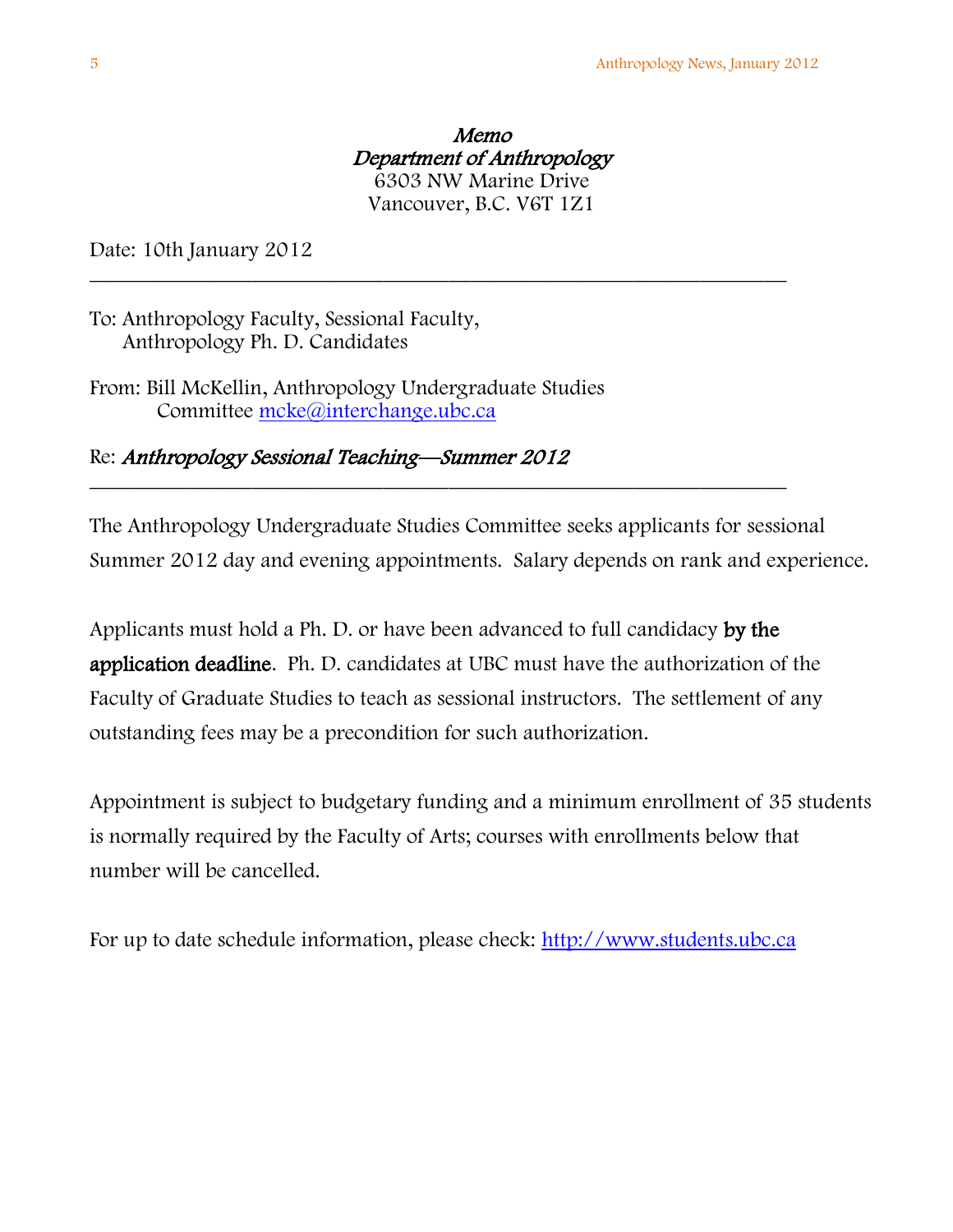*Memo*
*Department of Anthropology*
6303 NW Marine Drive
Vancouver, B.C. V6T 1Z1

Date: 10th January 2012

---

To: Anthropology Faculty, Sessional Faculty,
Anthropology Ph. D. Candidates

From: Bill McKellin, Anthropology Undergraduate Studies Committee mcke@interchange.ubc.ca

Re: ***Anthropology Sessional Teaching—Summer 2012***

---

The Anthropology Undergraduate Studies Committee seeks applicants for sessional Summer 2012 day and evening appointments. Salary depends on rank and experience.

Applicants must hold a Ph. D. or have been advanced to full candidacy **by the application deadline**. Ph. D. candidates at UBC must have the authorization of the Faculty of Graduate Studies to teach as sessional instructors. The settlement of any outstanding fees may be a precondition for such authorization.

Appointment is subject to budgetary funding and a minimum enrollment of 35 students is normally required by the Faculty of Arts; courses with enrollments below that number will be cancelled.

For up to date schedule information, please check: http://www.students.ubc.ca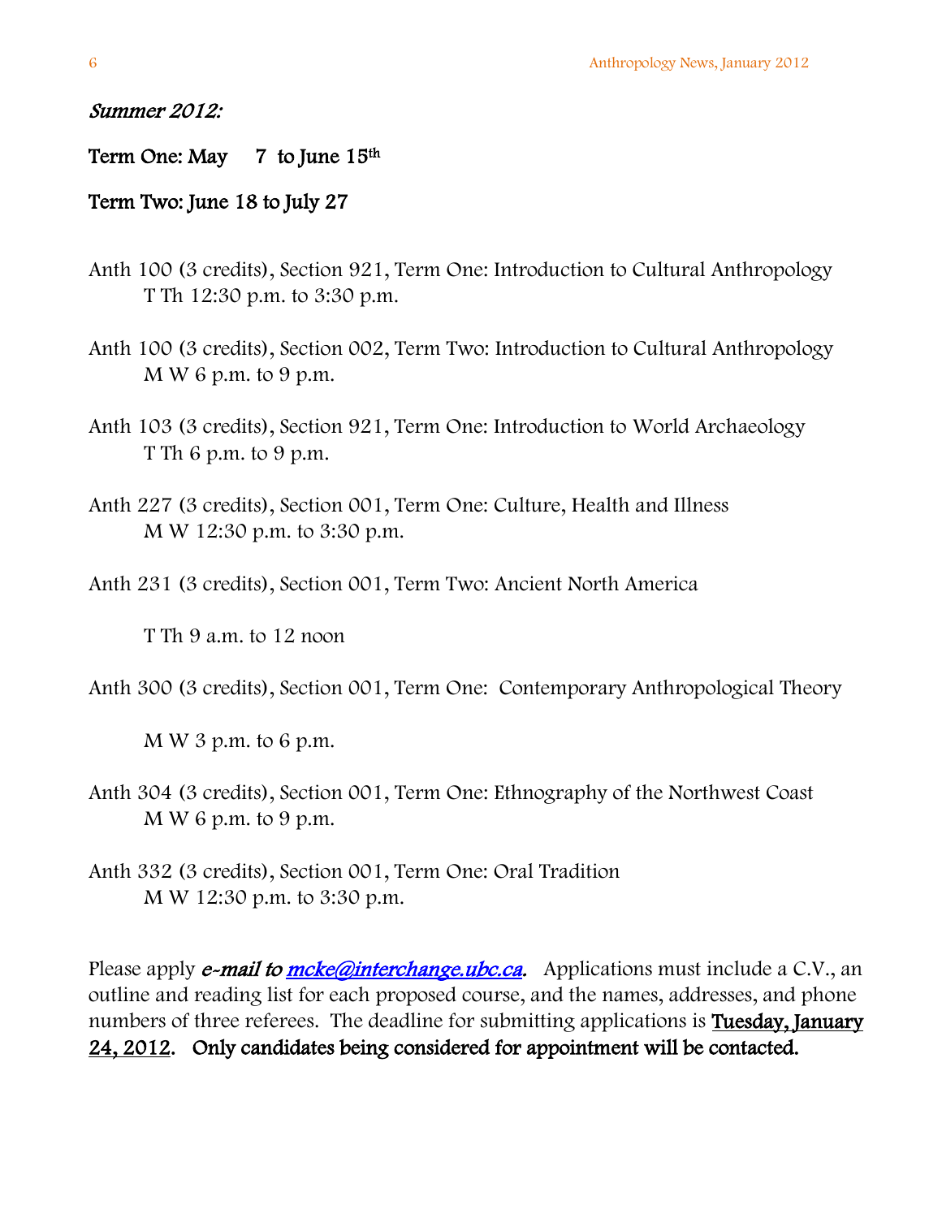*Summer 2012:*

**Term One: May 7 to June 15th**

**Term Two: June 18 to July 27**

Anth 100 (3 credits), Section 921, Term One: Introduction to Cultural Anthropology
T Th 12:30 p.m. to 3:30 p.m.

Anth 100 (3 credits), Section 002, Term Two: Introduction to Cultural Anthropology
M W 6 p.m. to 9 p.m.

Anth 103 (3 credits), Section 921, Term One: Introduction to World Archaeology
T Th 6 p.m. to 9 p.m.

Anth 227 (3 credits), Section 001, Term One: Culture, Health and Illness
M W 12:30 p.m. to 3:30 p.m.

Anth 231 (3 credits), Section 001, Term Two: Ancient North America

T Th 9 a.m. to 12 noon

Anth 300 (3 credits), Section 001, Term One: Contemporary Anthropological Theory

M W 3 p.m. to 6 p.m.

Anth 304 (3 credits), Section 001, Term One: Ethnography of the Northwest Coast
M W 6 p.m. to 9 p.m.

Anth 332 (3 credits), Section 001, Term One: Oral Tradition
M W 12:30 p.m. to 3:30 p.m.

Please apply ***e-mail to mcke@interchange.ubc.ca.*** Applications must include a C.V., an outline and reading list for each proposed course, and the names, addresses, and phone numbers of three referees. The deadline for submitting applications is **Tuesday, January 24, 2012**. **Only candidates being considered for appointment will be contacted.**